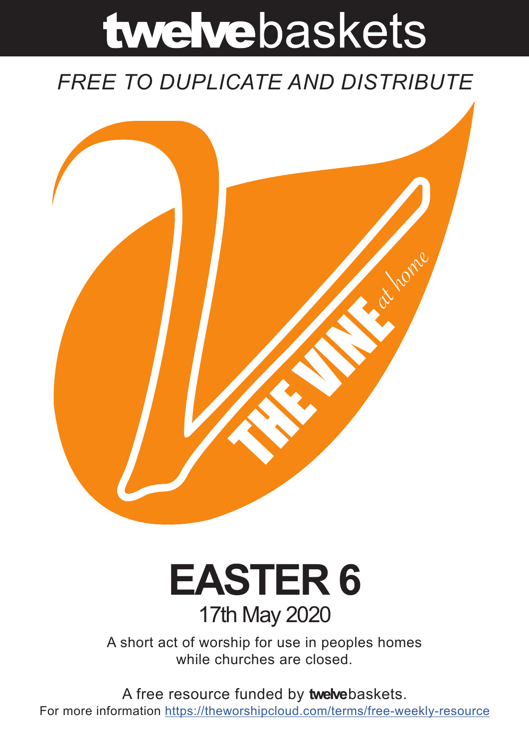# twelvebaskets

*FREE TO DUPLICATE AND DISTRIBUTE*

THE VINE *at home*

# EASTER 6

## 17th May 2020

A short act of worship for use in peoples homes while churches are closed.

A free resource funded by **twelve**baskets.

For more information https://theworshipcloud.com/terms/free-weekly-resource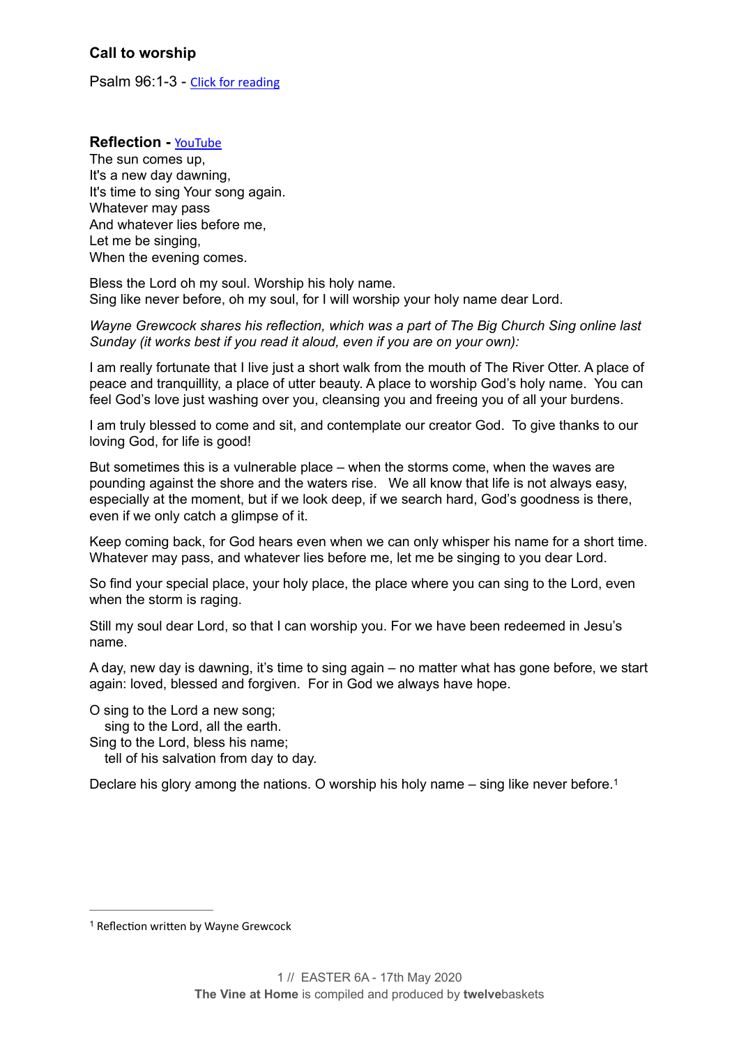### Call to worship

Psalm 96:1-3 - Click for reading

**Reflection -** YouTube

The sun comes up,
It's a new day dawning,
It's time to sing Your song again.
Whatever may pass
And whatever lies before me,
Let me be singing,
When the evening comes.

Bless the Lord oh my soul. Worship his holy name.
Sing like never before, oh my soul, for I will worship your holy name dear Lord.

*Wayne Grewcock shares his reflection, which was a part of The Big Church Sing online last Sunday (it works best if you read it aloud, even if you are on your own):*

I am really fortunate that I live just a short walk from the mouth of The River Otter. A place of peace and tranquillity, a place of utter beauty. A place to worship God's holy name. You can feel God's love just washing over you, cleansing you and freeing you of all your burdens.

I am truly blessed to come and sit, and contemplate our creator God. To give thanks to our loving God, for life is good!

But sometimes this is a vulnerable place – when the storms come, when the waves are pounding against the shore and the waters rise. We all know that life is not always easy, especially at the moment, but if we look deep, if we search hard, God's goodness is there, even if we only catch a glimpse of it.

Keep coming back, for God hears even when we can only whisper his name for a short time. Whatever may pass, and whatever lies before me, let me be singing to you dear Lord.

So find your special place, your holy place, the place where you can sing to the Lord, even when the storm is raging.

Still my soul dear Lord, so that I can worship you. For we have been redeemed in Jesu's name.

A day, new day is dawning, it's time to sing again – no matter what has gone before, we start again: loved, blessed and forgiven. For in God we always have hope.

O sing to the Lord a new song;
  sing to the Lord, all the earth.
Sing to the Lord, bless his name;
  tell of his salvation from day to day.

Declare his glory among the nations. O worship his holy name – sing like never before.[1]

[1] Reflection written by Wayne Grewcock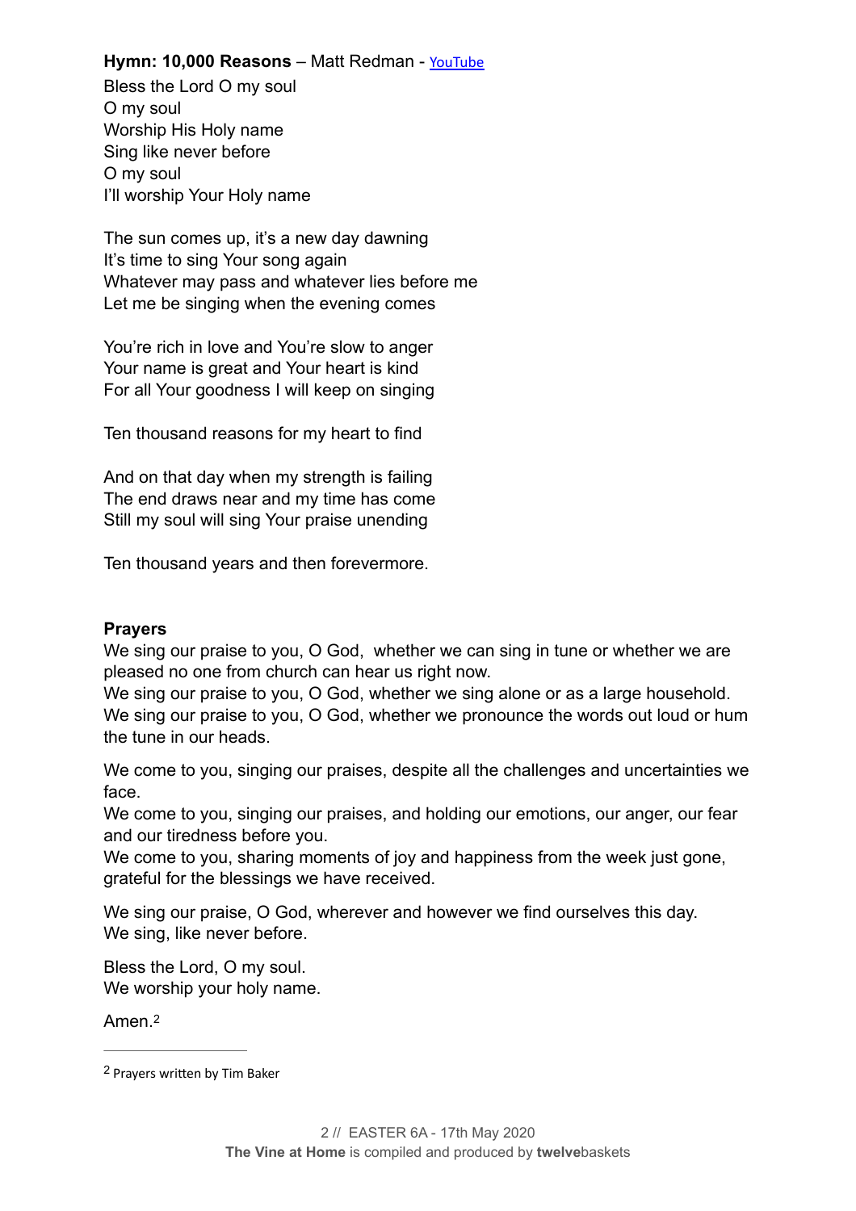**Hymn: 10,000 Reasons** – Matt Redman - YouTube

Bless the Lord O my soul
O my soul
Worship His Holy name
Sing like never before
O my soul
I'll worship Your Holy name

The sun comes up, it's a new day dawning
It's time to sing Your song again
Whatever may pass and whatever lies before me
Let me be singing when the evening comes

You're rich in love and You're slow to anger
Your name is great and Your heart is kind
For all Your goodness I will keep on singing

Ten thousand reasons for my heart to find

And on that day when my strength is failing
The end draws near and my time has come
Still my soul will sing Your praise unending

Ten thousand years and then forevermore.

**Prayers**

We sing our praise to you, O God, whether we can sing in tune or whether we are pleased no one from church can hear us right now.
We sing our praise to you, O God, whether we sing alone or as a large household.
We sing our praise to you, O God, whether we pronounce the words out loud or hum the tune in our heads.

We come to you, singing our praises, despite all the challenges and uncertainties we face.
We come to you, singing our praises, and holding our emotions, our anger, our fear and our tiredness before you.
We come to you, sharing moments of joy and happiness from the week just gone, grateful for the blessings we have received.

We sing our praise, O God, wherever and however we find ourselves this day.
We sing, like never before.

Bless the Lord, O my soul.
We worship your holy name.

Amen.[2]

---

[2] Prayers written by Tim Baker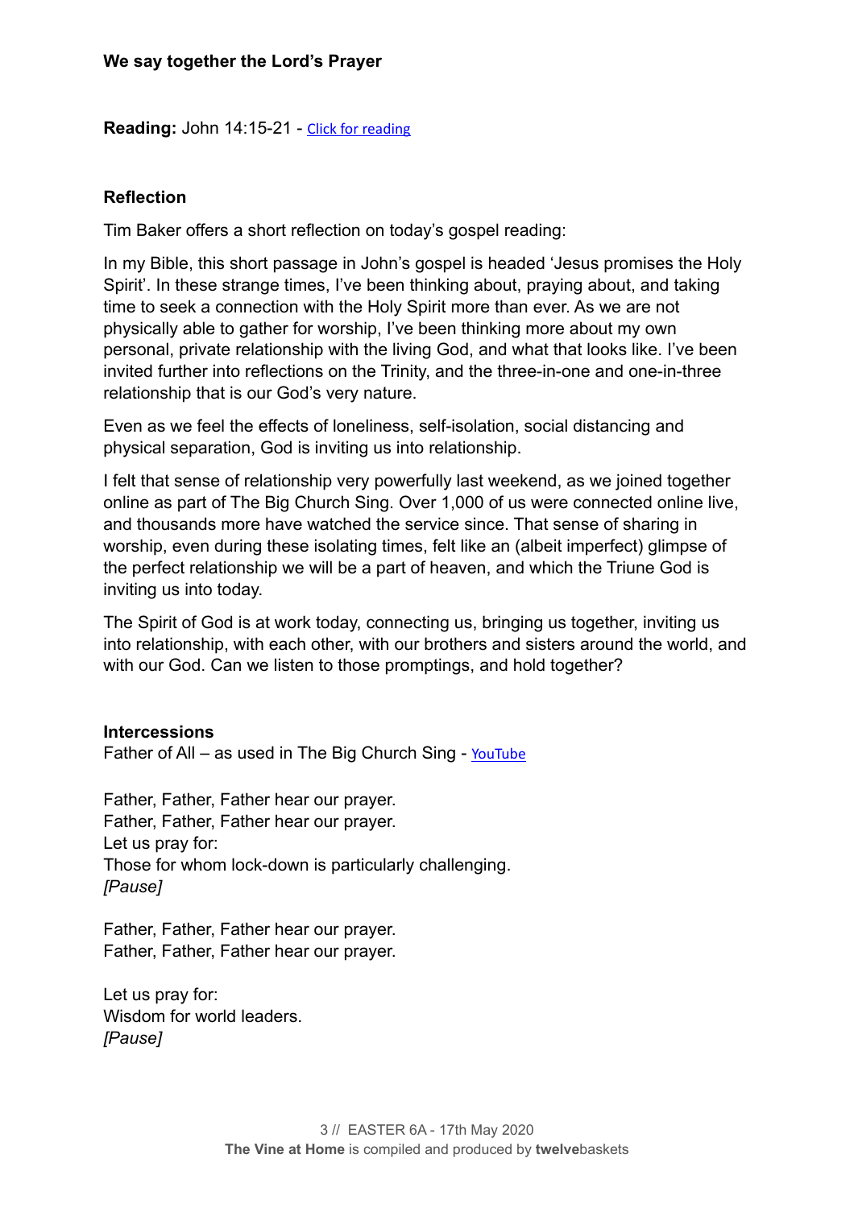**We say together the Lord's Prayer**

**Reading:** John 14:15-21 - Click for reading

**Reflection**

Tim Baker offers a short reflection on today's gospel reading:

In my Bible, this short passage in John's gospel is headed 'Jesus promises the Holy Spirit'. In these strange times, I've been thinking about, praying about, and taking time to seek a connection with the Holy Spirit more than ever. As we are not physically able to gather for worship, I've been thinking more about my own personal, private relationship with the living God, and what that looks like. I've been invited further into reflections on the Trinity, and the three-in-one and one-in-three relationship that is our God's very nature.

Even as we feel the effects of loneliness, self-isolation, social distancing and physical separation, God is inviting us into relationship.

I felt that sense of relationship very powerfully last weekend, as we joined together online as part of The Big Church Sing. Over 1,000 of us were connected online live, and thousands more have watched the service since. That sense of sharing in worship, even during these isolating times, felt like an (albeit imperfect) glimpse of the perfect relationship we will be a part of heaven, and which the Triune God is inviting us into today.

The Spirit of God is at work today, connecting us, bringing us together, inviting us into relationship, with each other, with our brothers and sisters around the world, and with our God. Can we listen to those promptings, and hold together?

**Intercessions**
Father of All – as used in The Big Church Sing - YouTube

Father, Father, Father hear our prayer.
Father, Father, Father hear our prayer.
Let us pray for:
Those for whom lock-down is particularly challenging.
*[Pause]*

Father, Father, Father hear our prayer.
Father, Father, Father hear our prayer.

Let us pray for:
Wisdom for world leaders.
*[Pause]*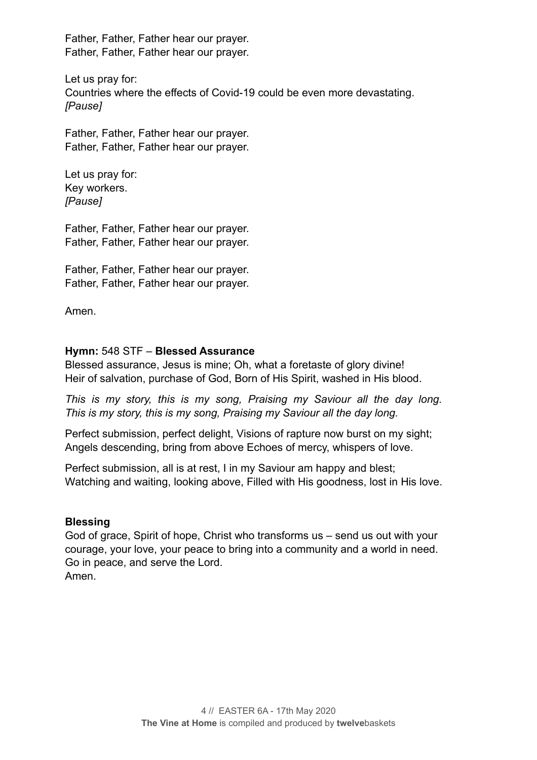Father, Father, Father hear our prayer.
Father, Father, Father hear our prayer.

Let us pray for:
Countries where the effects of Covid-19 could be even more devastating.
*[Pause]*

Father, Father, Father hear our prayer.
Father, Father, Father hear our prayer.

Let us pray for:
Key workers.
*[Pause]*

Father, Father, Father hear our prayer.
Father, Father, Father hear our prayer.

Father, Father, Father hear our prayer.
Father, Father, Father hear our prayer.

Amen.

**Hymn:** 548 STF – **Blessed Assurance**

Blessed assurance, Jesus is mine; Oh, what a foretaste of glory divine!
Heir of salvation, purchase of God, Born of His Spirit, washed in His blood.

*This is my story, this is my song, Praising my Saviour all the day long.*
*This is my story, this is my song, Praising my Saviour all the day long.*

Perfect submission, perfect delight, Visions of rapture now burst on my sight;
Angels descending, bring from above Echoes of mercy, whispers of love.

Perfect submission, all is at rest, I in my Saviour am happy and blest;
Watching and waiting, looking above, Filled with His goodness, lost in His love.

**Blessing**

God of grace, Spirit of hope, Christ who transforms us – send us out with your courage, your love, your peace to bring into a community and a world in need.
Go in peace, and serve the Lord.
Amen.